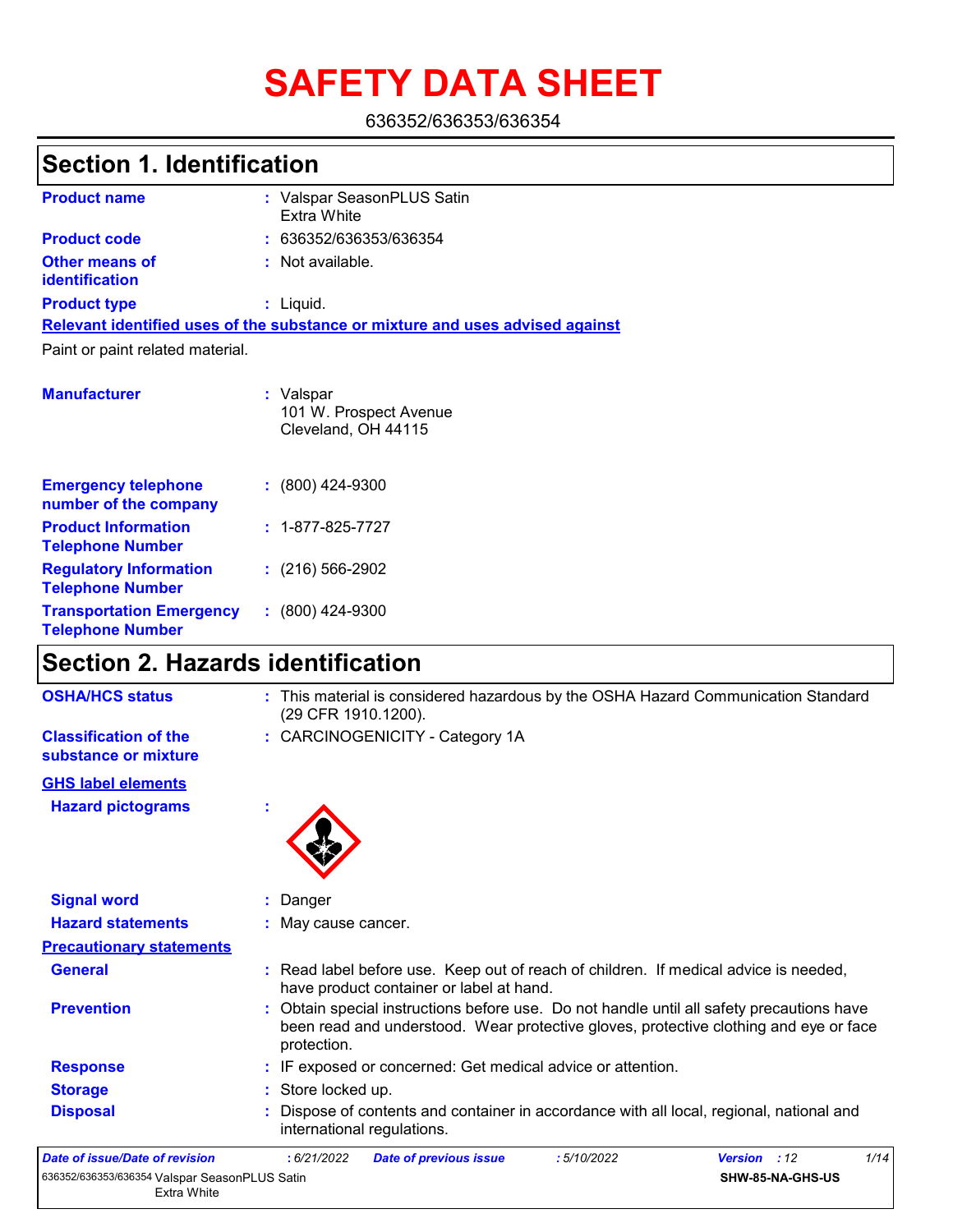# SAFETY DATA SHEET

636352/636353/636354

## Section 1. Identification

| | |
|---|---|
| **Product name** | : Valspar SeasonPLUS Satin Extra White |
| **Product code** | : 636352/636353/636354 |
| **Other means of identification** | : Not available. |
| **Product type** | : Liquid. |

**Relevant identified uses of the substance or mixture and uses advised against**

Paint or paint related material.

| | |
|---|---|
| **Manufacturer** | : Valspar<br>101 W. Prospect Avenue<br>Cleveland, OH 44115 |
| **Emergency telephone number of the company** | : (800) 424-9300 |
| **Product Information Telephone Number** | : 1-877-825-7727 |
| **Regulatory Information Telephone Number** | : (216) 566-2902 |
| **Transportation Emergency Telephone Number** | : (800) 424-9300 |

## Section 2. Hazards identification

| | |
|---|---|
| **OSHA/HCS status** | : This material is considered hazardous by the OSHA Hazard Communication Standard (29 CFR 1910.1200). |
| **Classification of the substance or mixture** | : CARCINOGENICITY - Category 1A |

**GHS label elements**

| | |
|---|---|
| **Hazard pictograms** | : |
| **Signal word** | : Danger |
| **Hazard statements** | : May cause cancer. |

**Precautionary statements**

| | |
|---|---|
| **General** | : Read label before use. Keep out of reach of children. If medical advice is needed, have product container or label at hand. |
| **Prevention** | : Obtain special instructions before use. Do not handle until all safety precautions have been read and understood. Wear protective gloves, protective clothing and eye or face protection. |
| **Response** | : IF exposed or concerned: Get medical advice or attention. |
| **Storage** | : Store locked up. |
| **Disposal** | : Dispose of contents and container in accordance with all local, regional, national and international regulations. |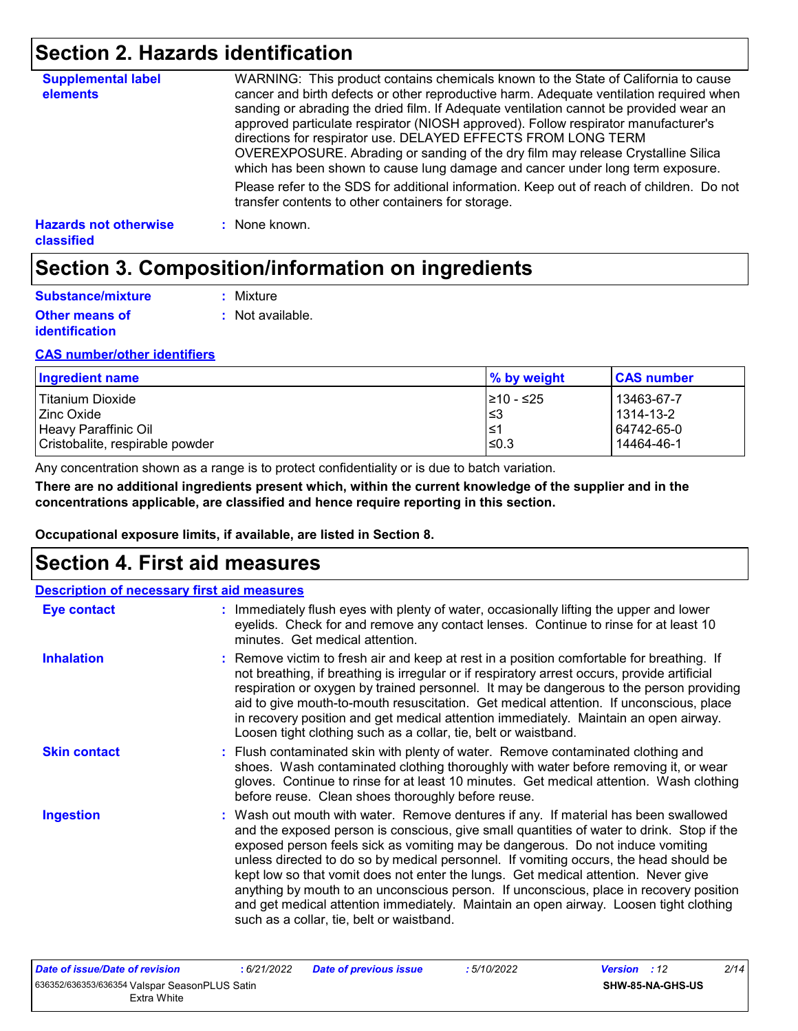# Section 2. Hazards identification

**Supplemental label elements**

WARNING: This product contains chemicals known to the State of California to cause cancer and birth defects or other reproductive harm. Adequate ventilation required when sanding or abrading the dried film. If Adequate ventilation cannot be provided wear an approved particulate respirator (NIOSH approved). Follow respirator manufacturer's directions for respirator use. DELAYED EFFECTS FROM LONG TERM OVEREXPOSURE. Abrading or sanding of the dry film may release Crystalline Silica which has been shown to cause lung damage and cancer under long term exposure.

Please refer to the SDS for additional information. Keep out of reach of children. Do not transfer contents to other containers for storage.

**Hazards not otherwise classified** : None known.

# Section 3. Composition/information on ingredients

**Substance/mixture** : Mixture

**Other means of identification** : Not available.

**CAS number/other identifiers**

| Ingredient name | % by weight | CAS number |
| --- | --- | --- |
| Titanium Dioxide | ≥10 - ≤25 | 13463-67-7 |
| Zinc Oxide | ≤3 | 1314-13-2 |
| Heavy Paraffinic Oil | ≤1 | 64742-65-0 |
| Cristobalite, respirable powder | ≤0.3 | 14464-46-1 |

Any concentration shown as a range is to protect confidentiality or is due to batch variation.

**There are no additional ingredients present which, within the current knowledge of the supplier and in the concentrations applicable, are classified and hence require reporting in this section.**

**Occupational exposure limits, if available, are listed in Section 8.**

# Section 4. First aid measures

**Description of necessary first aid measures**

**Eye contact** : Immediately flush eyes with plenty of water, occasionally lifting the upper and lower eyelids. Check for and remove any contact lenses. Continue to rinse for at least 10 minutes. Get medical attention.

**Inhalation** : Remove victim to fresh air and keep at rest in a position comfortable for breathing. If not breathing, if breathing is irregular or if respiratory arrest occurs, provide artificial respiration or oxygen by trained personnel. It may be dangerous to the person providing aid to give mouth-to-mouth resuscitation. Get medical attention. If unconscious, place in recovery position and get medical attention immediately. Maintain an open airway. Loosen tight clothing such as a collar, tie, belt or waistband.

**Skin contact** : Flush contaminated skin with plenty of water. Remove contaminated clothing and shoes. Wash contaminated clothing thoroughly with water before removing it, or wear gloves. Continue to rinse for at least 10 minutes. Get medical attention. Wash clothing before reuse. Clean shoes thoroughly before reuse.

**Ingestion** : Wash out mouth with water. Remove dentures if any. If material has been swallowed and the exposed person is conscious, give small quantities of water to drink. Stop if the exposed person feels sick as vomiting may be dangerous. Do not induce vomiting unless directed to do so by medical personnel. If vomiting occurs, the head should be kept low so that vomit does not enter the lungs. Get medical attention. Never give anything by mouth to an unconscious person. If unconscious, place in recovery position and get medical attention immediately. Maintain an open airway. Loosen tight clothing such as a collar, tie, belt or waistband.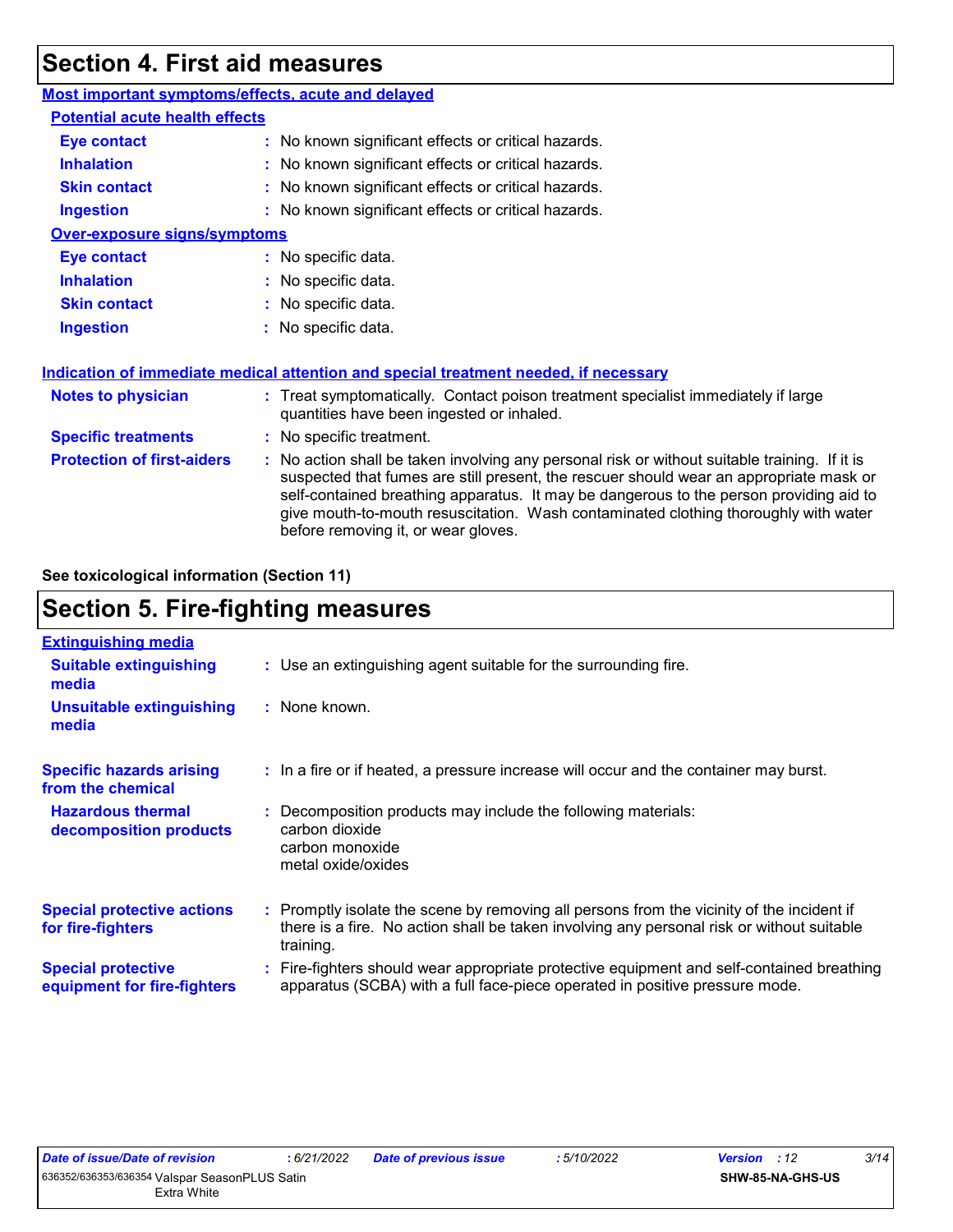## Section 4. First aid measures

### Most important symptoms/effects, acute and delayed

#### Potential acute health effects

**Eye contact** : No known significant effects or critical hazards.

**Inhalation** : No known significant effects or critical hazards.

**Skin contact** : No known significant effects or critical hazards.

**Ingestion** : No known significant effects or critical hazards.

#### Over-exposure signs/symptoms

**Eye contact** : No specific data.

**Inhalation** : No specific data.

**Skin contact** : No specific data.

**Ingestion** : No specific data.

### Indication of immediate medical attention and special treatment needed, if necessary

**Notes to physician** : Treat symptomatically. Contact poison treatment specialist immediately if large quantities have been ingested or inhaled.

**Specific treatments** : No specific treatment.

**Protection of first-aiders** : No action shall be taken involving any personal risk or without suitable training. If it is suspected that fumes are still present, the rescuer should wear an appropriate mask or self-contained breathing apparatus. It may be dangerous to the person providing aid to give mouth-to-mouth resuscitation. Wash contaminated clothing thoroughly with water before removing it, or wear gloves.

**See toxicological information (Section 11)**

## Section 5. Fire-fighting measures

### Extinguishing media

**Suitable extinguishing media** : Use an extinguishing agent suitable for the surrounding fire.

**Unsuitable extinguishing media** : None known.

**Specific hazards arising from the chemical** : In a fire or if heated, a pressure increase will occur and the container may burst.

**Hazardous thermal decomposition products** : Decomposition products may include the following materials:
carbon dioxide
carbon monoxide
metal oxide/oxides

**Special protective actions for fire-fighters** : Promptly isolate the scene by removing all persons from the vicinity of the incident if there is a fire. No action shall be taken involving any personal risk or without suitable training.

**Special protective equipment for fire-fighters** : Fire-fighters should wear appropriate protective equipment and self-contained breathing apparatus (SCBA) with a full face-piece operated in positive pressure mode.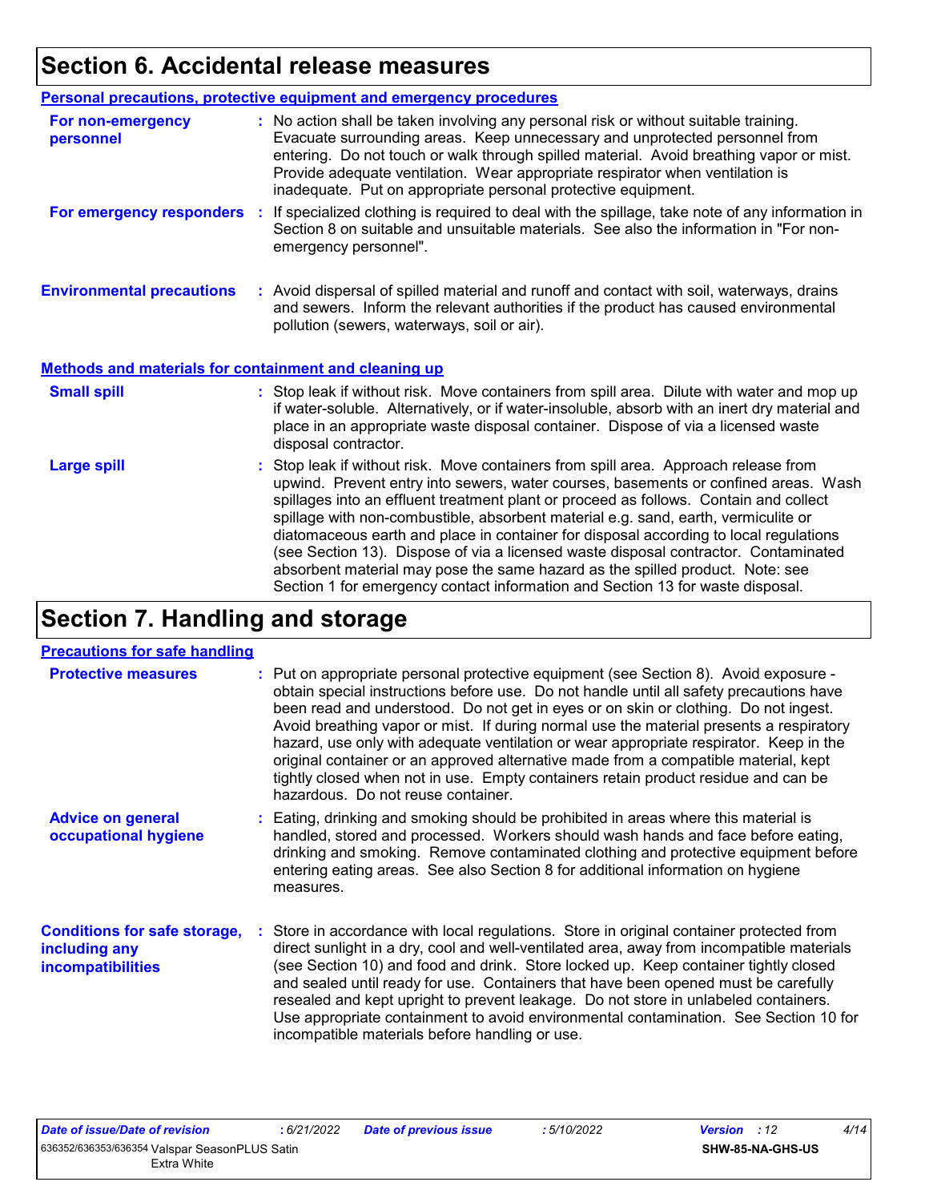## Section 6. Accidental release measures

**Personal precautions, protective equipment and emergency procedures**

**For non-emergency personnel** : No action shall be taken involving any personal risk or without suitable training. Evacuate surrounding areas. Keep unnecessary and unprotected personnel from entering. Do not touch or walk through spilled material. Avoid breathing vapor or mist. Provide adequate ventilation. Wear appropriate respirator when ventilation is inadequate. Put on appropriate personal protective equipment.

**For emergency responders** : If specialized clothing is required to deal with the spillage, take note of any information in Section 8 on suitable and unsuitable materials. See also the information in "For non-emergency personnel".

**Environmental precautions** : Avoid dispersal of spilled material and runoff and contact with soil, waterways, drains and sewers. Inform the relevant authorities if the product has caused environmental pollution (sewers, waterways, soil or air).

**Methods and materials for containment and cleaning up**

**Small spill** : Stop leak if without risk. Move containers from spill area. Dilute with water and mop up if water-soluble. Alternatively, or if water-insoluble, absorb with an inert dry material and place in an appropriate waste disposal container. Dispose of via a licensed waste disposal contractor.

**Large spill** : Stop leak if without risk. Move containers from spill area. Approach release from upwind. Prevent entry into sewers, water courses, basements or confined areas. Wash spillages into an effluent treatment plant or proceed as follows. Contain and collect spillage with non-combustible, absorbent material e.g. sand, earth, vermiculite or diatomaceous earth and place in container for disposal according to local regulations (see Section 13). Dispose of via a licensed waste disposal contractor. Contaminated absorbent material may pose the same hazard as the spilled product. Note: see Section 1 for emergency contact information and Section 13 for waste disposal.

## Section 7. Handling and storage

**Precautions for safe handling**

**Protective measures** : Put on appropriate personal protective equipment (see Section 8). Avoid exposure - obtain special instructions before use. Do not handle until all safety precautions have been read and understood. Do not get in eyes or on skin or clothing. Do not ingest. Avoid breathing vapor or mist. If during normal use the material presents a respiratory hazard, use only with adequate ventilation or wear appropriate respirator. Keep in the original container or an approved alternative made from a compatible material, kept tightly closed when not in use. Empty containers retain product residue and can be hazardous. Do not reuse container.

**Advice on general occupational hygiene** : Eating, drinking and smoking should be prohibited in areas where this material is handled, stored and processed. Workers should wash hands and face before eating, drinking and smoking. Remove contaminated clothing and protective equipment before entering eating areas. See also Section 8 for additional information on hygiene measures.

**Conditions for safe storage, including any incompatibilities** : Store in accordance with local regulations. Store in original container protected from direct sunlight in a dry, cool and well-ventilated area, away from incompatible materials (see Section 10) and food and drink. Store locked up. Keep container tightly closed and sealed until ready for use. Containers that have been opened must be carefully resealed and kept upright to prevent leakage. Do not store in unlabeled containers. Use appropriate containment to avoid environmental contamination. See Section 10 for incompatible materials before handling or use.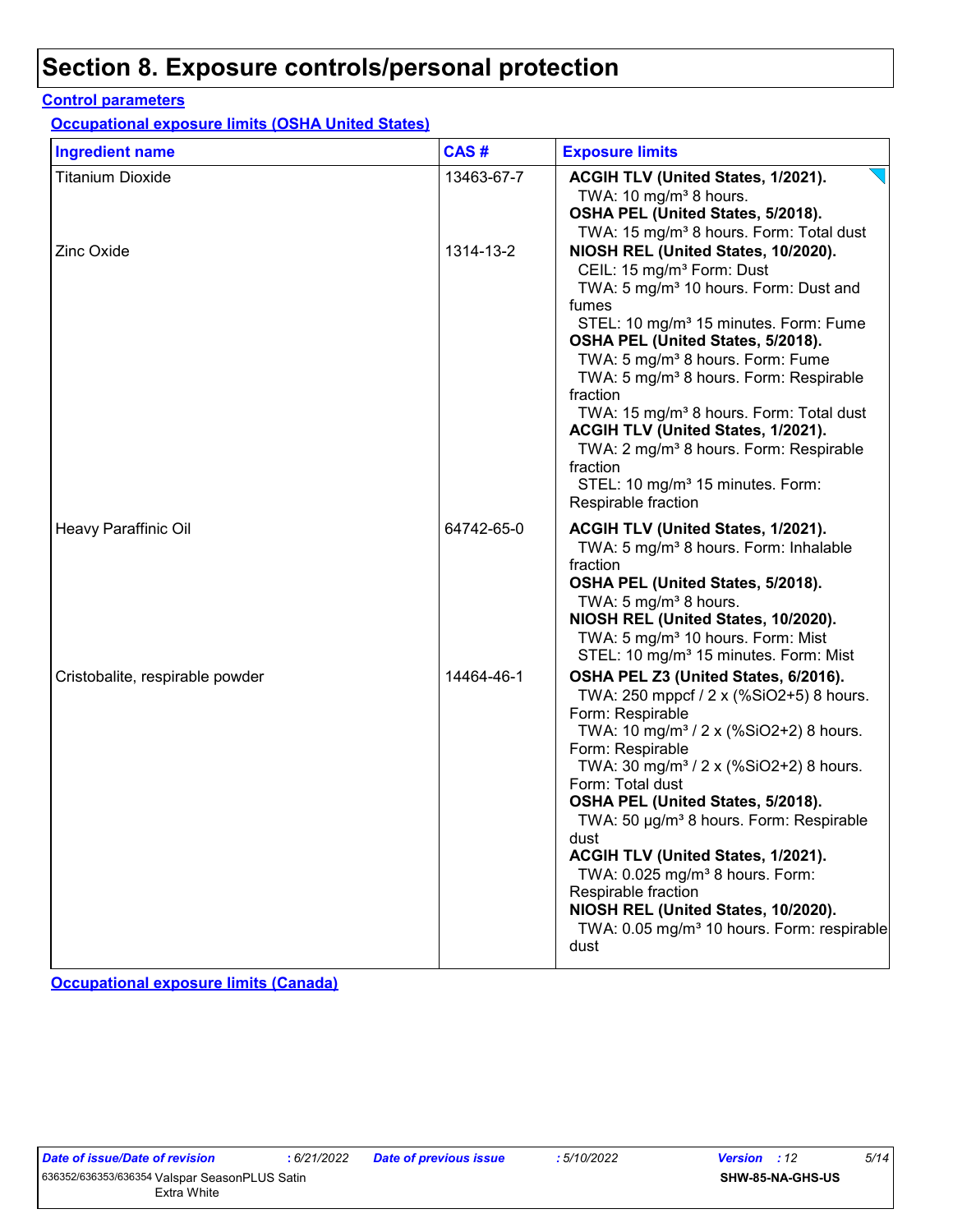# Section 8. Exposure controls/personal protection

**Control parameters**

**Occupational exposure limits (OSHA United States)**

| Ingredient name | CAS # | Exposure limits |
|---|---|---|
| Titanium Dioxide | 13463-67-7 | **ACGIH TLV (United States, 1/2021).**<br>TWA: 10 mg/m³ 8 hours.<br>**OSHA PEL (United States, 5/2018).**<br>TWA: 15 mg/m³ 8 hours. Form: Total dust |
| Zinc Oxide | 1314-13-2 | **NIOSH REL (United States, 10/2020).**<br>CEIL: 15 mg/m³ Form: Dust<br>TWA: 5 mg/m³ 10 hours. Form: Dust and fumes<br>STEL: 10 mg/m³ 15 minutes. Form: Fume<br>**OSHA PEL (United States, 5/2018).**<br>TWA: 5 mg/m³ 8 hours. Form: Fume<br>TWA: 5 mg/m³ 8 hours. Form: Respirable fraction<br>TWA: 15 mg/m³ 8 hours. Form: Total dust<br>**ACGIH TLV (United States, 1/2021).**<br>TWA: 2 mg/m³ 8 hours. Form: Respirable fraction<br>STEL: 10 mg/m³ 15 minutes. Form: Respirable fraction |
| Heavy Paraffinic Oil | 64742-65-0 | **ACGIH TLV (United States, 1/2021).**<br>TWA: 5 mg/m³ 8 hours. Form: Inhalable fraction<br>**OSHA PEL (United States, 5/2018).**<br>TWA: 5 mg/m³ 8 hours.<br>**NIOSH REL (United States, 10/2020).**<br>TWA: 5 mg/m³ 10 hours. Form: Mist<br>STEL: 10 mg/m³ 15 minutes. Form: Mist |
| Cristobalite, respirable powder | 14464-46-1 | **OSHA PEL Z3 (United States, 6/2016).**<br>TWA: 250 mppcf / 2 x (%SiO2+5) 8 hours. Form: Respirable<br>TWA: 10 mg/m³ / 2 x (%SiO2+2) 8 hours. Form: Respirable<br>TWA: 30 mg/m³ / 2 x (%SiO2+2) 8 hours. Form: Total dust<br>**OSHA PEL (United States, 5/2018).**<br>TWA: 50 µg/m³ 8 hours. Form: Respirable dust<br>**ACGIH TLV (United States, 1/2021).**<br>TWA: 0.025 mg/m³ 8 hours. Form: Respirable fraction<br>**NIOSH REL (United States, 10/2020).**<br>TWA: 0.05 mg/m³ 10 hours. Form: respirable dust |

**Occupational exposure limits (Canada)**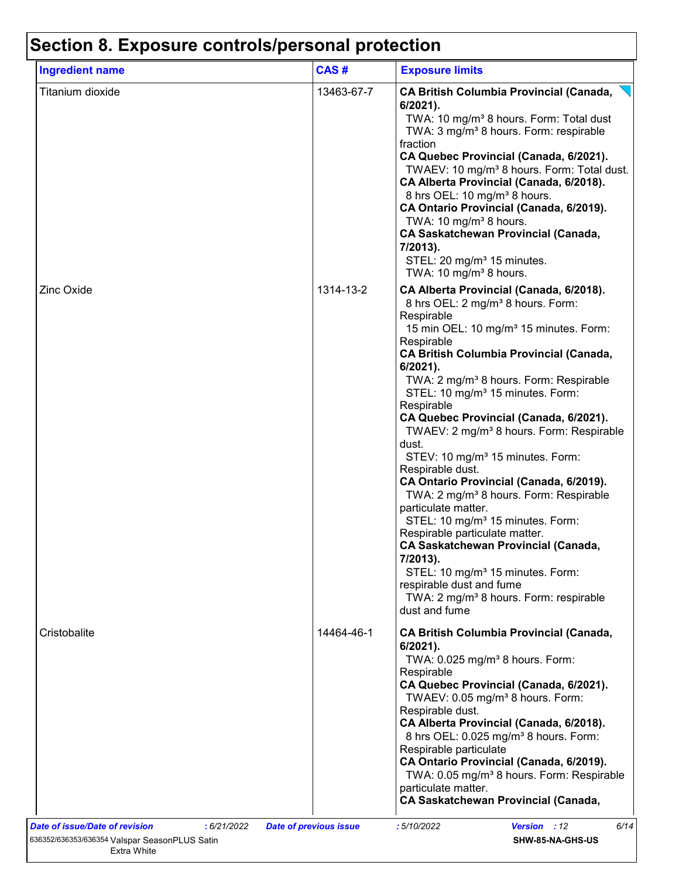# Section 8. Exposure controls/personal protection

| Ingredient name | CAS # | Exposure limits |
|---|---|---|
| Titanium dioxide | 13463-67-7 | **CA British Columbia Provincial (Canada, 6/2021).**<br>TWA: 10 mg/m³ 8 hours. Form: Total dust<br>TWA: 3 mg/m³ 8 hours. Form: respirable fraction<br>**CA Quebec Provincial (Canada, 6/2021).**<br>TWAEV: 10 mg/m³ 8 hours. Form: Total dust.<br>**CA Alberta Provincial (Canada, 6/2018).**<br>8 hrs OEL: 10 mg/m³ 8 hours.<br>**CA Ontario Provincial (Canada, 6/2019).**<br>TWA: 10 mg/m³ 8 hours.<br>**CA Saskatchewan Provincial (Canada, 7/2013).**<br>STEL: 20 mg/m³ 15 minutes.<br>TWA: 10 mg/m³ 8 hours. |
| Zinc Oxide | 1314-13-2 | **CA Alberta Provincial (Canada, 6/2018).**<br>8 hrs OEL: 2 mg/m³ 8 hours. Form: Respirable<br>15 min OEL: 10 mg/m³ 15 minutes. Form: Respirable<br>**CA British Columbia Provincial (Canada, 6/2021).**<br>TWA: 2 mg/m³ 8 hours. Form: Respirable<br>STEL: 10 mg/m³ 15 minutes. Form: Respirable<br>**CA Quebec Provincial (Canada, 6/2021).**<br>TWAEV: 2 mg/m³ 8 hours. Form: Respirable dust.<br>STEV: 10 mg/m³ 15 minutes. Form: Respirable dust.<br>**CA Ontario Provincial (Canada, 6/2019).**<br>TWA: 2 mg/m³ 8 hours. Form: Respirable particulate matter.<br>STEL: 10 mg/m³ 15 minutes. Form: Respirable particulate matter.<br>**CA Saskatchewan Provincial (Canada, 7/2013).**<br>STEL: 10 mg/m³ 15 minutes. Form: respirable dust and fume<br>TWA: 2 mg/m³ 8 hours. Form: respirable dust and fume |
| Cristobalite | 14464-46-1 | **CA British Columbia Provincial (Canada, 6/2021).**<br>TWA: 0.025 mg/m³ 8 hours. Form: Respirable<br>**CA Quebec Provincial (Canada, 6/2021).**<br>TWAEV: 0.05 mg/m³ 8 hours. Form: Respirable dust.<br>**CA Alberta Provincial (Canada, 6/2018).**<br>8 hrs OEL: 0.025 mg/m³ 8 hours. Form: Respirable particulate<br>**CA Ontario Provincial (Canada, 6/2019).**<br>TWA: 0.05 mg/m³ 8 hours. Form: Respirable particulate matter.<br>**CA Saskatchewan Provincial (Canada,** |

*Date of issue/Date of revision* : 6/21/2022 *Date of previous issue* : 5/10/2022 *Version* : 12

636352/636353/636354 Valspar SeasonPLUS Satin Extra White — SHW-85-NA-GHS-US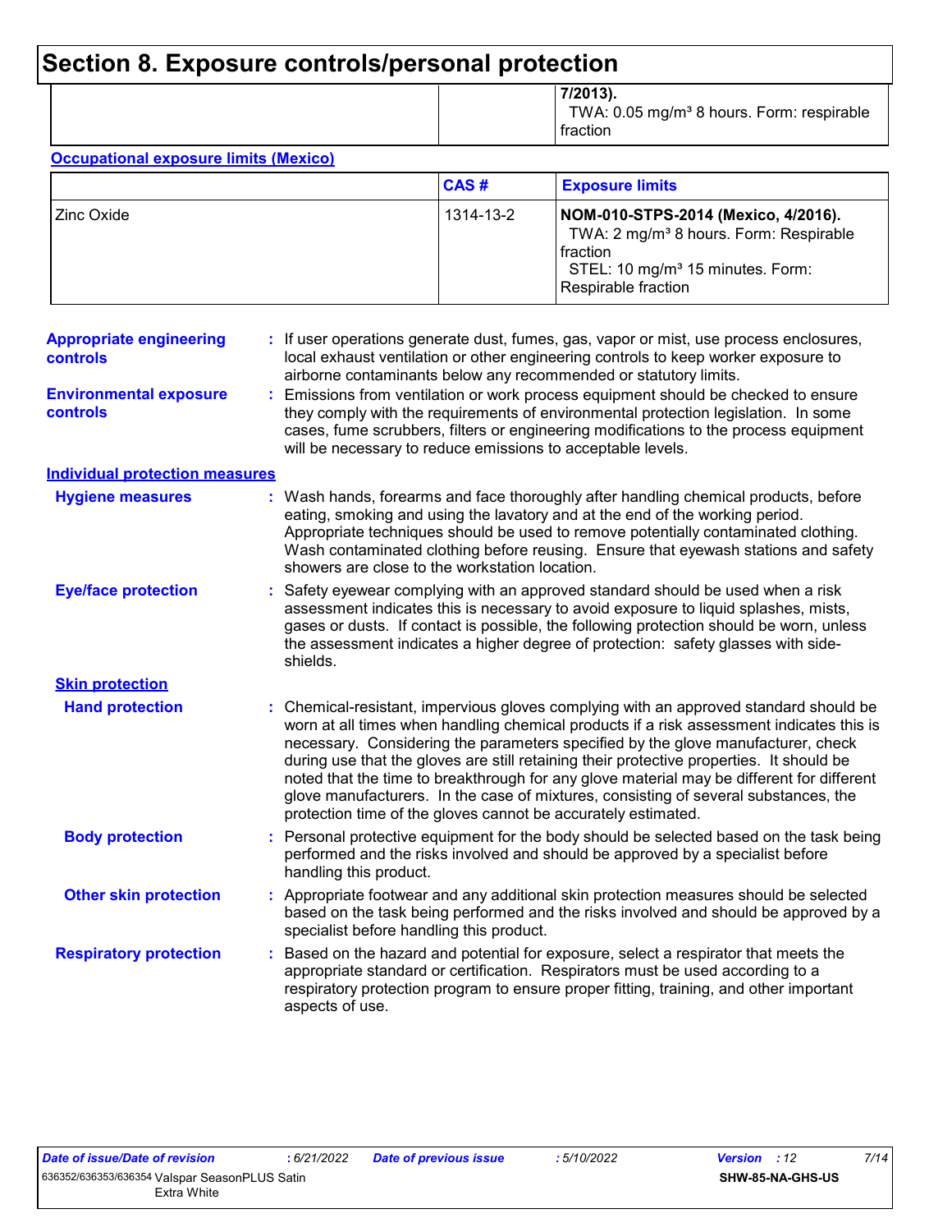# Section 8. Exposure controls/personal protection

| | | |
|---|---|---|
| | | **7/2013).** TWA: 0.05 mg/m³ 8 hours. Form: respirable fraction |

**Occupational exposure limits (Mexico)**

| | CAS # | Exposure limits |
|---|---|---|
| Zinc Oxide | 1314-13-2 | **NOM-010-STPS-2014 (Mexico, 4/2016).** TWA: 2 mg/m³ 8 hours. Form: Respirable fraction STEL: 10 mg/m³ 15 minutes. Form: Respirable fraction |

**Appropriate engineering controls** : If user operations generate dust, fumes, gas, vapor or mist, use process enclosures, local exhaust ventilation or other engineering controls to keep worker exposure to airborne contaminants below any recommended or statutory limits.

**Environmental exposure controls** : Emissions from ventilation or work process equipment should be checked to ensure they comply with the requirements of environmental protection legislation. In some cases, fume scrubbers, filters or engineering modifications to the process equipment will be necessary to reduce emissions to acceptable levels.

**Individual protection measures**

**Hygiene measures** : Wash hands, forearms and face thoroughly after handling chemical products, before eating, smoking and using the lavatory and at the end of the working period. Appropriate techniques should be used to remove potentially contaminated clothing. Wash contaminated clothing before reusing. Ensure that eyewash stations and safety showers are close to the workstation location.

**Eye/face protection** : Safety eyewear complying with an approved standard should be used when a risk assessment indicates this is necessary to avoid exposure to liquid splashes, mists, gases or dusts. If contact is possible, the following protection should be worn, unless the assessment indicates a higher degree of protection: safety glasses with side-shields.

**Skin protection**

**Hand protection** : Chemical-resistant, impervious gloves complying with an approved standard should be worn at all times when handling chemical products if a risk assessment indicates this is necessary. Considering the parameters specified by the glove manufacturer, check during use that the gloves are still retaining their protective properties. It should be noted that the time to breakthrough for any glove material may be different for different glove manufacturers. In the case of mixtures, consisting of several substances, the protection time of the gloves cannot be accurately estimated.

**Body protection** : Personal protective equipment for the body should be selected based on the task being performed and the risks involved and should be approved by a specialist before handling this product.

**Other skin protection** : Appropriate footwear and any additional skin protection measures should be selected based on the task being performed and the risks involved and should be approved by a specialist before handling this product.

**Respiratory protection** : Based on the hazard and potential for exposure, select a respirator that meets the appropriate standard or certification. Respirators must be used according to a respiratory protection program to ensure proper fitting, training, and other important aspects of use.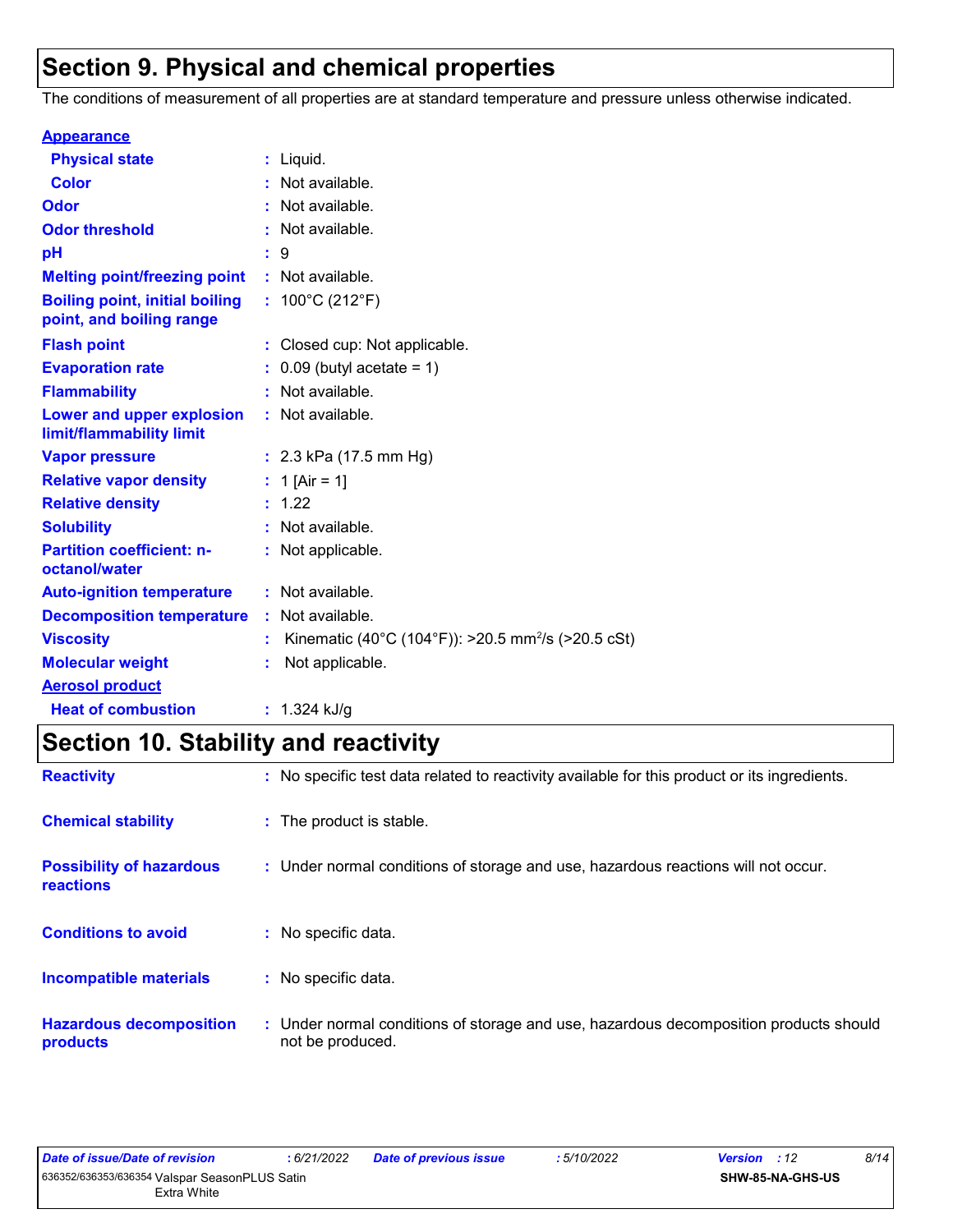# Section 9. Physical and chemical properties

The conditions of measurement of all properties are at standard temperature and pressure unless otherwise indicated.

**Appearance**

| | | |
|---|---|---|
| **Physical state** | : | Liquid. |
| **Color** | : | Not available. |
| **Odor** | : | Not available. |
| **Odor threshold** | : | Not available. |
| **pH** | : | 9 |
| **Melting point/freezing point** | : | Not available. |
| **Boiling point, initial boiling point, and boiling range** | : | 100°C (212°F) |
| **Flash point** | : | Closed cup: Not applicable. |
| **Evaporation rate** | : | 0.09 (butyl acetate = 1) |
| **Flammability** | : | Not available. |
| **Lower and upper explosion limit/flammability limit** | : | Not available. |
| **Vapor pressure** | : | 2.3 kPa (17.5 mm Hg) |
| **Relative vapor density** | : | 1 [Air = 1] |
| **Relative density** | : | 1.22 |
| **Solubility** | : | Not available. |
| **Partition coefficient: n-octanol/water** | : | Not applicable. |
| **Auto-ignition temperature** | : | Not available. |
| **Decomposition temperature** | : | Not available. |
| **Viscosity** | : | Kinematic (40°C (104°F)): >20.5 $mm^2/s$ (>20.5 cSt) |
| **Molecular weight** | : | Not applicable. |

**Aerosol product**

| | | |
|---|---|---|
| **Heat of combustion** | : | 1.324 kJ/g |

# Section 10. Stability and reactivity

| | | |
|---|---|---|
| **Reactivity** | : | No specific test data related to reactivity available for this product or its ingredients. |
| **Chemical stability** | : | The product is stable. |
| **Possibility of hazardous reactions** | : | Under normal conditions of storage and use, hazardous reactions will not occur. |
| **Conditions to avoid** | : | No specific data. |
| **Incompatible materials** | : | No specific data. |
| **Hazardous decomposition products** | : | Under normal conditions of storage and use, hazardous decomposition products should not be produced. |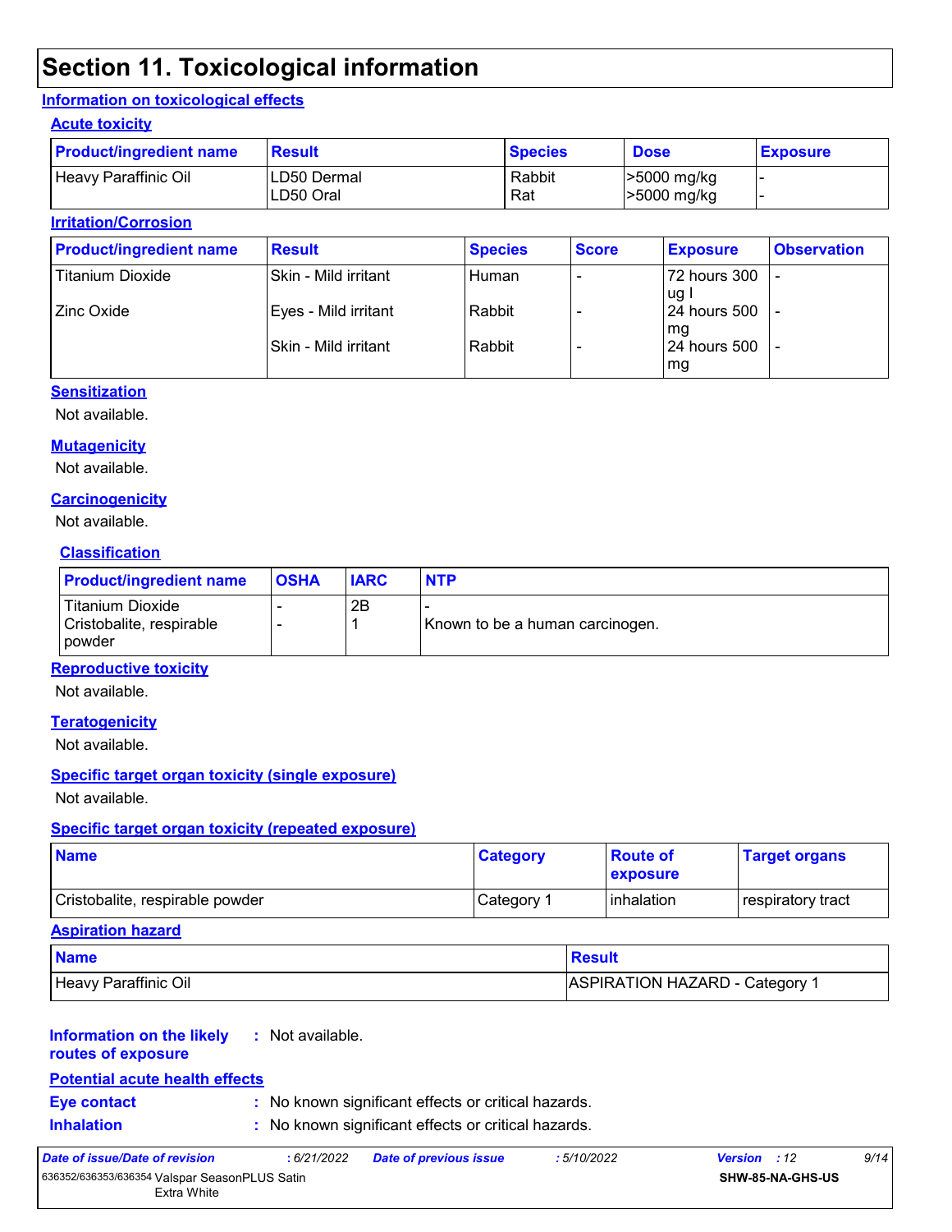# Section 11. Toxicological information

## Information on toxicological effects

### Acute toxicity

| Product/ingredient name | Result | Species | Dose | Exposure |
|---|---|---|---|---|
| Heavy Paraffinic Oil | LD50 Dermal<br>LD50 Oral | Rabbit<br>Rat | >5000 mg/kg<br>>5000 mg/kg | -<br>- |

### Irritation/Corrosion

| Product/ingredient name | Result | Species | Score | Exposure | Observation |
|---|---|---|---|---|---|
| Titanium Dioxide | Skin - Mild irritant | Human | - | 72 hours 300 ug I | - |
| Zinc Oxide | Eyes - Mild irritant | Rabbit | - | 24 hours 500 mg | - |
| | Skin - Mild irritant | Rabbit | - | 24 hours 500 mg | - |

### Sensitization

Not available.

### Mutagenicity

Not available.

### Carcinogenicity

Not available.

### Classification

| Product/ingredient name | OSHA | IARC | NTP |
|---|---|---|---|
| Titanium Dioxide | - | 2B | - |
| Cristobalite, respirable powder | - | 1 | Known to be a human carcinogen. |

### Reproductive toxicity

Not available.

### Teratogenicity

Not available.

### Specific target organ toxicity (single exposure)

Not available.

### Specific target organ toxicity (repeated exposure)

| Name | Category | Route of exposure | Target organs |
|---|---|---|---|
| Cristobalite, respirable powder | Category 1 | inhalation | respiratory tract |

### Aspiration hazard

| Name | Result |
|---|---|
| Heavy Paraffinic Oil | ASPIRATION HAZARD - Category 1 |

**Information on the likely routes of exposure** : Not available.

### Potential acute health effects

**Eye contact** : No known significant effects or critical hazards.

**Inhalation** : No known significant effects or critical hazards.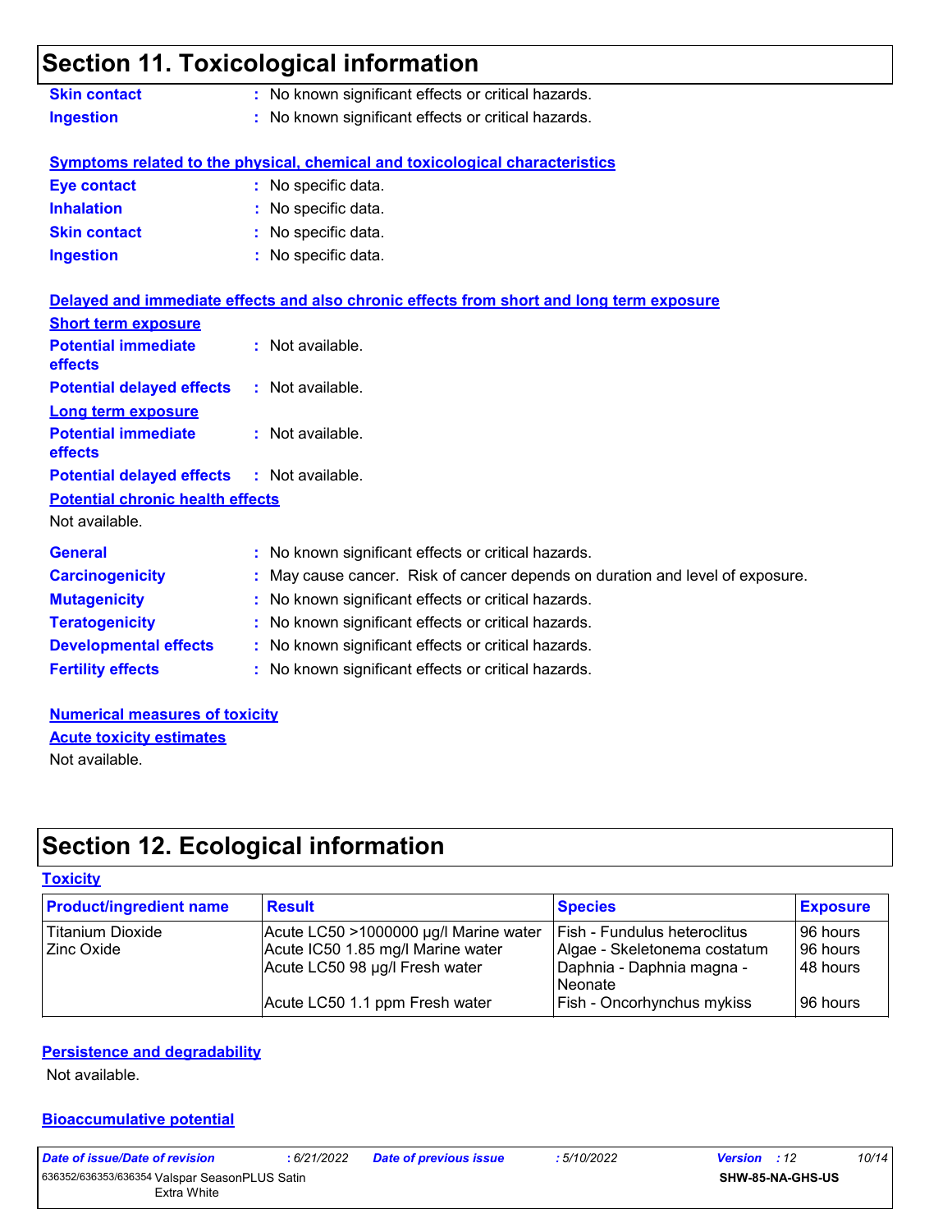## Section 11. Toxicological information

**Skin contact** : No known significant effects or critical hazards.

**Ingestion** : No known significant effects or critical hazards.

**Symptoms related to the physical, chemical and toxicological characteristics**

**Eye contact** : No specific data.

**Inhalation** : No specific data.

**Skin contact** : No specific data.

**Ingestion** : No specific data.

**Delayed and immediate effects and also chronic effects from short and long term exposure**

**Short term exposure**

**Potential immediate effects** : Not available.

**Potential delayed effects** : Not available.

**Long term exposure**

**Potential immediate effects** : Not available.

**Potential delayed effects** : Not available.

**Potential chronic health effects**

Not available.

**General** : No known significant effects or critical hazards.

**Carcinogenicity** : May cause cancer. Risk of cancer depends on duration and level of exposure.

**Mutagenicity** : No known significant effects or critical hazards.

**Teratogenicity** : No known significant effects or critical hazards.

**Developmental effects** : No known significant effects or critical hazards.

**Fertility effects** : No known significant effects or critical hazards.

**Numerical measures of toxicity**

**Acute toxicity estimates**

Not available.

## Section 12. Ecological information

**Toxicity**

| Product/ingredient name | Result | Species | Exposure |
|---|---|---|---|
| Titanium Dioxide | Acute LC50 >1000000 µg/l Marine water | Fish - Fundulus heteroclitus | 96 hours |
| Zinc Oxide | Acute IC50 1.85 mg/l Marine water | Algae - Skeletonema costatum | 96 hours |
| | Acute LC50 98 µg/l Fresh water | Daphnia - Daphnia magna - Neonate | 48 hours |
| | Acute LC50 1.1 ppm Fresh water | Fish - Oncorhynchus mykiss | 96 hours |

**Persistence and degradability**

Not available.

**Bioaccumulative potential**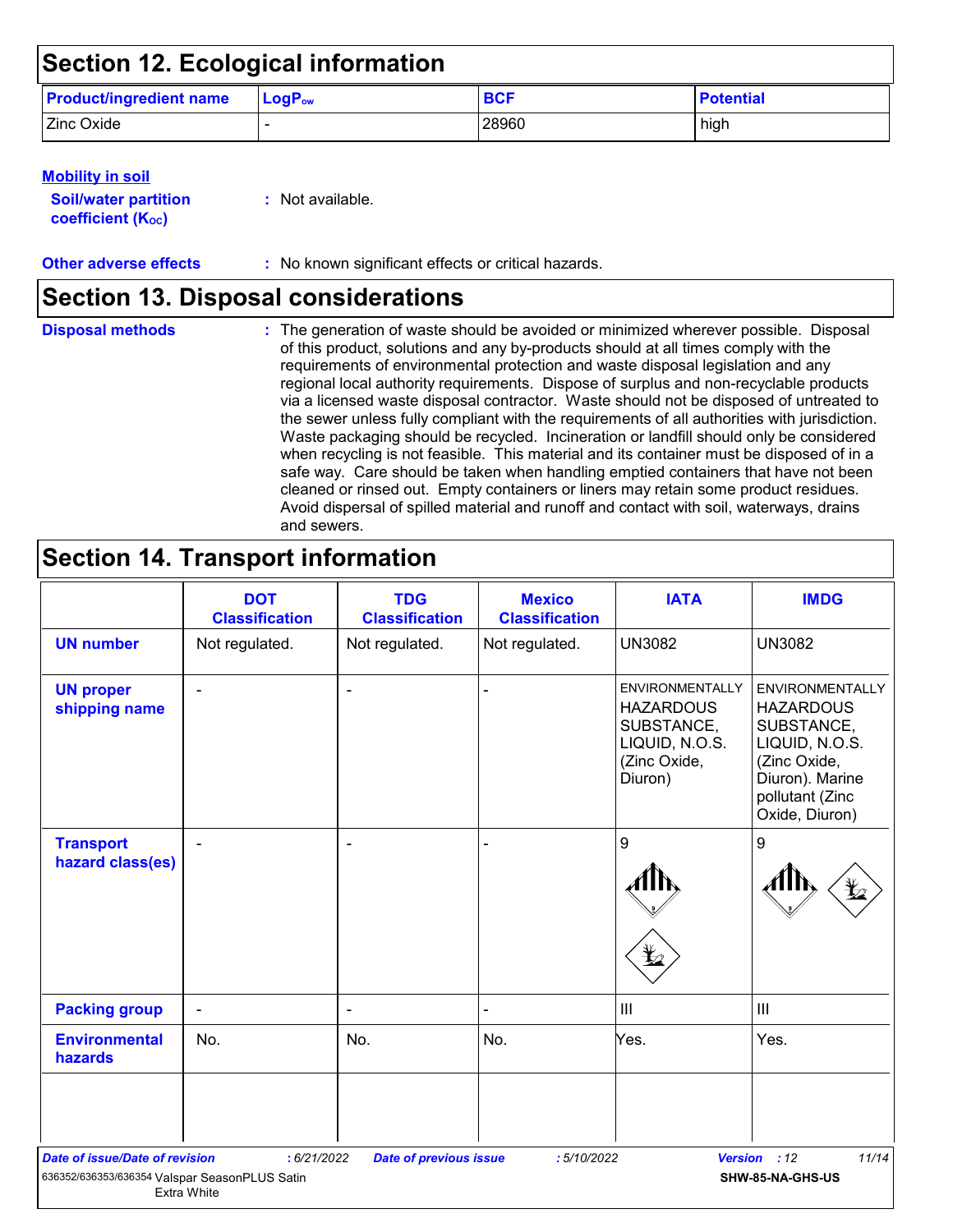## Section 12. Ecological information

| Product/ingredient name | $LogP_{ow}$ | BCF | Potential |
| --- | --- | --- | --- |
| Zinc Oxide | - | 28960 | high |

**Mobility in soil**

**Soil/water partition coefficient ($K_{OC}$)** : Not available.

**Other adverse effects** : No known significant effects or critical hazards.

## Section 13. Disposal considerations

**Disposal methods** : The generation of waste should be avoided or minimized wherever possible. Disposal of this product, solutions and any by-products should at all times comply with the requirements of environmental protection and waste disposal legislation and any regional local authority requirements. Dispose of surplus and non-recyclable products via a licensed waste disposal contractor. Waste should not be disposed of untreated to the sewer unless fully compliant with the requirements of all authorities with jurisdiction. Waste packaging should be recycled. Incineration or landfill should only be considered when recycling is not feasible. This material and its container must be disposed of in a safe way. Care should be taken when handling emptied containers that have not been cleaned or rinsed out. Empty containers or liners may retain some product residues. Avoid dispersal of spilled material and runoff and contact with soil, waterways, drains and sewers.

## Section 14. Transport information

| | DOT Classification | TDG Classification | Mexico Classification | IATA | IMDG |
| --- | --- | --- | --- | --- | --- |
| UN number | Not regulated. | Not regulated. | Not regulated. | UN3082 | UN3082 |
| UN proper shipping name | - | - | - | ENVIRONMENTALLY HAZARDOUS SUBSTANCE, LIQUID, N.O.S. (Zinc Oxide, Diuron) | ENVIRONMENTALLY HAZARDOUS SUBSTANCE, LIQUID, N.O.S. (Zinc Oxide, Diuron). Marine pollutant (Zinc Oxide, Diuron) |
| Transport hazard class(es) | - | - | - | 9 | 9 |
| Packing group | - | - | - | III | III |
| Environmental hazards | No. | No. | No. | Yes. | Yes. |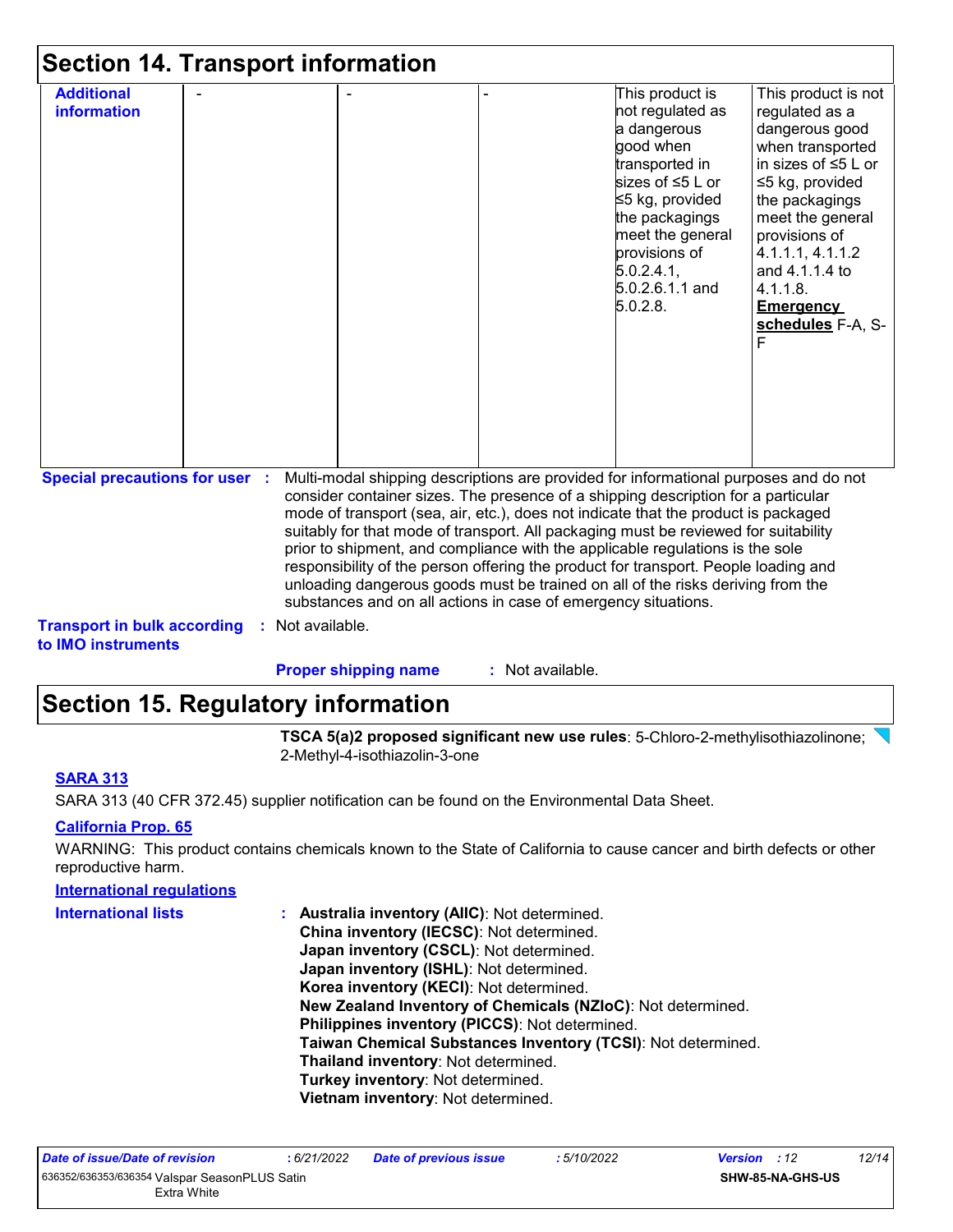## Section 14. Transport information

| Additional information | - | - | - | This product is not regulated as a dangerous good when transported in sizes of ≤5 L or ≤5 kg, provided the packagings meet the general provisions of 5.0.2.4.1, 5.0.2.6.1.1 and 5.0.2.8. | This product is not regulated as a dangerous good when transported in sizes of ≤5 L or ≤5 kg, provided the packagings meet the general provisions of 4.1.1.1, 4.1.1.2 and 4.1.1.4 to 4.1.1.8. **Emergency schedules** F-A, S-F |
|---|---|---|---|---|---|

**Special precautions for user** : Multi-modal shipping descriptions are provided for informational purposes and do not consider container sizes. The presence of a shipping description for a particular mode of transport (sea, air, etc.), does not indicate that the product is packaged suitably for that mode of transport. All packaging must be reviewed for suitability prior to shipment, and compliance with the applicable regulations is the sole responsibility of the person offering the product for transport. People loading and unloading dangerous goods must be trained on all of the risks deriving from the substances and on all actions in case of emergency situations.

**Transport in bulk according to IMO instruments** : Not available.

**Proper shipping name** : Not available.

## Section 15. Regulatory information

**TSCA 5(a)2 proposed significant new use rules**: 5-Chloro-2-methylisothiazolinone; 2-Methyl-4-isothiazolin-3-one

**SARA 313**

SARA 313 (40 CFR 372.45) supplier notification can be found on the Environmental Data Sheet.

**California Prop. 65**

WARNING: This product contains chemicals known to the State of California to cause cancer and birth defects or other reproductive harm.

**International regulations**

**International lists** :
**Australia inventory (AIIC)**: Not determined.
**China inventory (IECSC)**: Not determined.
**Japan inventory (CSCL)**: Not determined.
**Japan inventory (ISHL)**: Not determined.
**Korea inventory (KECI)**: Not determined.
**New Zealand Inventory of Chemicals (NZIoC)**: Not determined.
**Philippines inventory (PICCS)**: Not determined.
**Taiwan Chemical Substances Inventory (TCSI)**: Not determined.
**Thailand inventory**: Not determined.
**Turkey inventory**: Not determined.
**Vietnam inventory**: Not determined.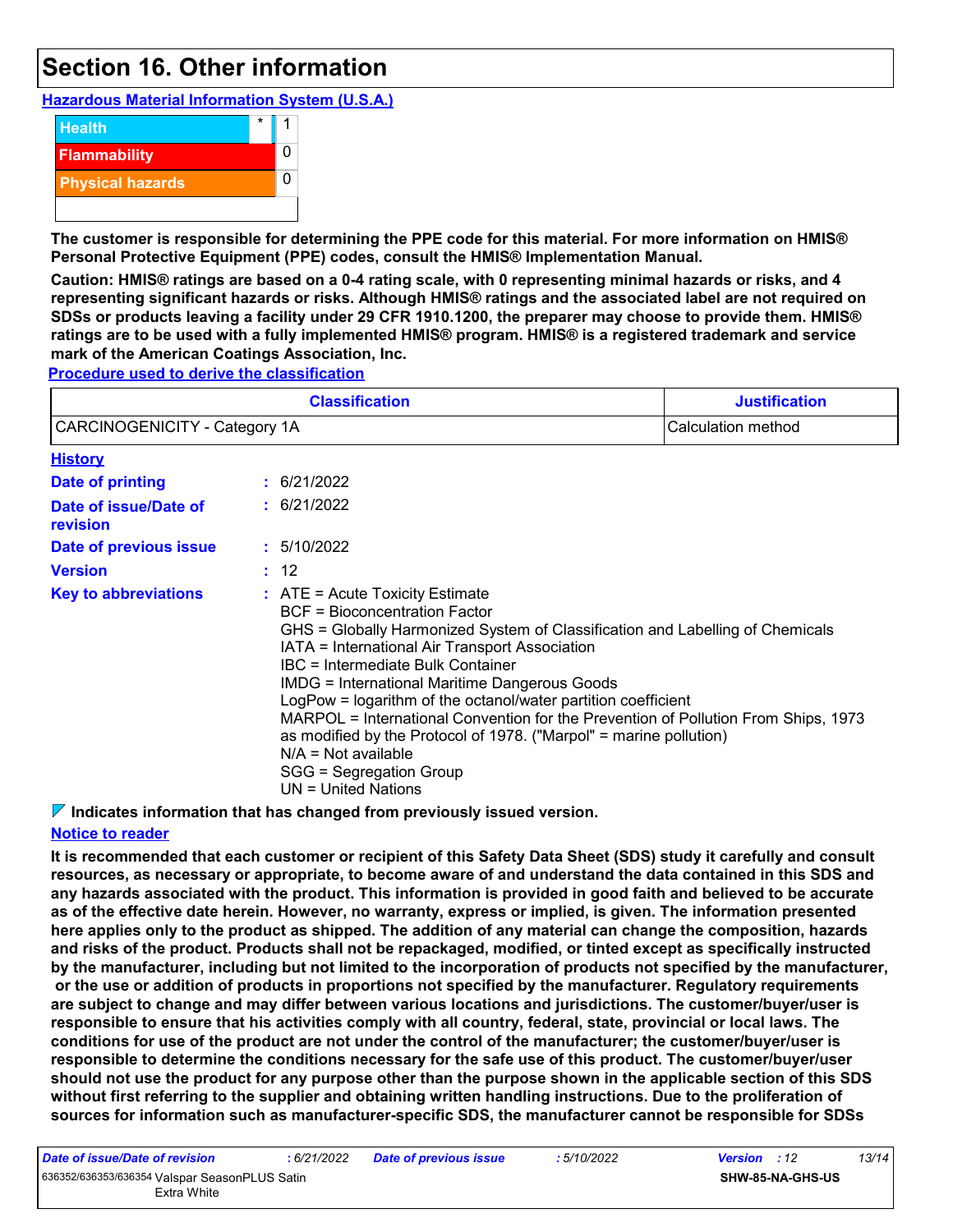# Section 16. Other information

**Hazardous Material Information System (U.S.A.)**

| | | |
|---|---|---|
| Health | * | 1 |
| Flammability | | 0 |
| Physical hazards | | 0 |

**The customer is responsible for determining the PPE code for this material. For more information on HMIS® Personal Protective Equipment (PPE) codes, consult the HMIS® Implementation Manual.**

**Caution: HMIS® ratings are based on a 0-4 rating scale, with 0 representing minimal hazards or risks, and 4 representing significant hazards or risks. Although HMIS® ratings and the associated label are not required on SDSs or products leaving a facility under 29 CFR 1910.1200, the preparer may choose to provide them. HMIS® ratings are to be used with a fully implemented HMIS® program. HMIS® is a registered trademark and service mark of the American Coatings Association, Inc.**

**Procedure used to derive the classification**

| Classification | Justification |
|---|---|
| CARCINOGENICITY - Category 1A | Calculation method |

**History**

**Date of printing** : 6/21/2022

**Date of issue/Date of revision** : 6/21/2022

**Date of previous issue** : 5/10/2022

**Version** : 12

**Key to abbreviations** :
ATE = Acute Toxicity Estimate
BCF = Bioconcentration Factor
GHS = Globally Harmonized System of Classification and Labelling of Chemicals
IATA = International Air Transport Association
IBC = Intermediate Bulk Container
IMDG = International Maritime Dangerous Goods
LogPow = logarithm of the octanol/water partition coefficient
MARPOL = International Convention for the Prevention of Pollution From Ships, 1973 as modified by the Protocol of 1978. ("Marpol" = marine pollution)
N/A = Not available
SGG = Segregation Group
UN = United Nations

◤ **Indicates information that has changed from previously issued version.**

**Notice to reader**

**It is recommended that each customer or recipient of this Safety Data Sheet (SDS) study it carefully and consult resources, as necessary or appropriate, to become aware of and understand the data contained in this SDS and any hazards associated with the product. This information is provided in good faith and believed to be accurate as of the effective date herein. However, no warranty, express or implied, is given. The information presented here applies only to the product as shipped. The addition of any material can change the composition, hazards and risks of the product. Products shall not be repackaged, modified, or tinted except as specifically instructed by the manufacturer, including but not limited to the incorporation of products not specified by the manufacturer, or the use or addition of products in proportions not specified by the manufacturer. Regulatory requirements are subject to change and may differ between various locations and jurisdictions. The customer/buyer/user is responsible to ensure that his activities comply with all country, federal, state, provincial or local laws. The conditions for use of the product are not under the control of the manufacturer; the customer/buyer/user is responsible to determine the conditions necessary for the safe use of this product. The customer/buyer/user should not use the product for any purpose other than the purpose shown in the applicable section of this SDS without first referring to the supplier and obtaining written handling instructions. Due to the proliferation of sources for information such as manufacturer-specific SDS, the manufacturer cannot be responsible for SDSs**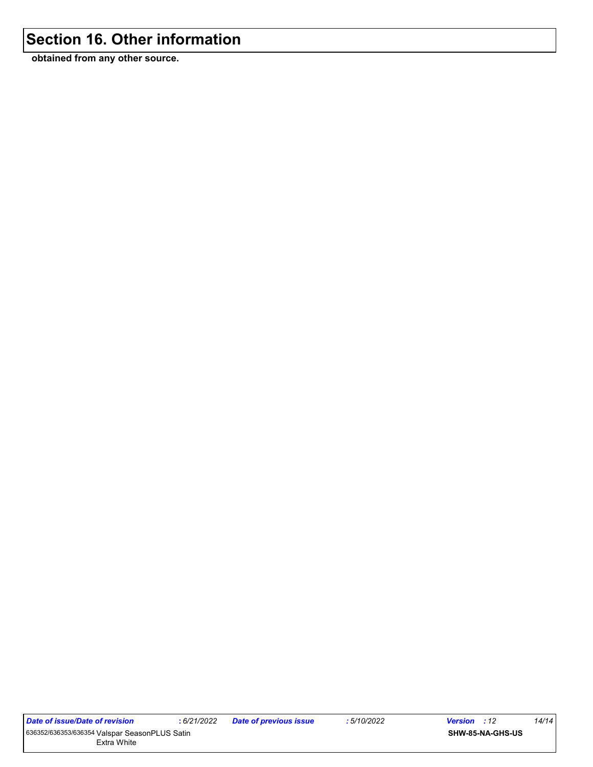# Section 16. Other information

**obtained from any other source.**